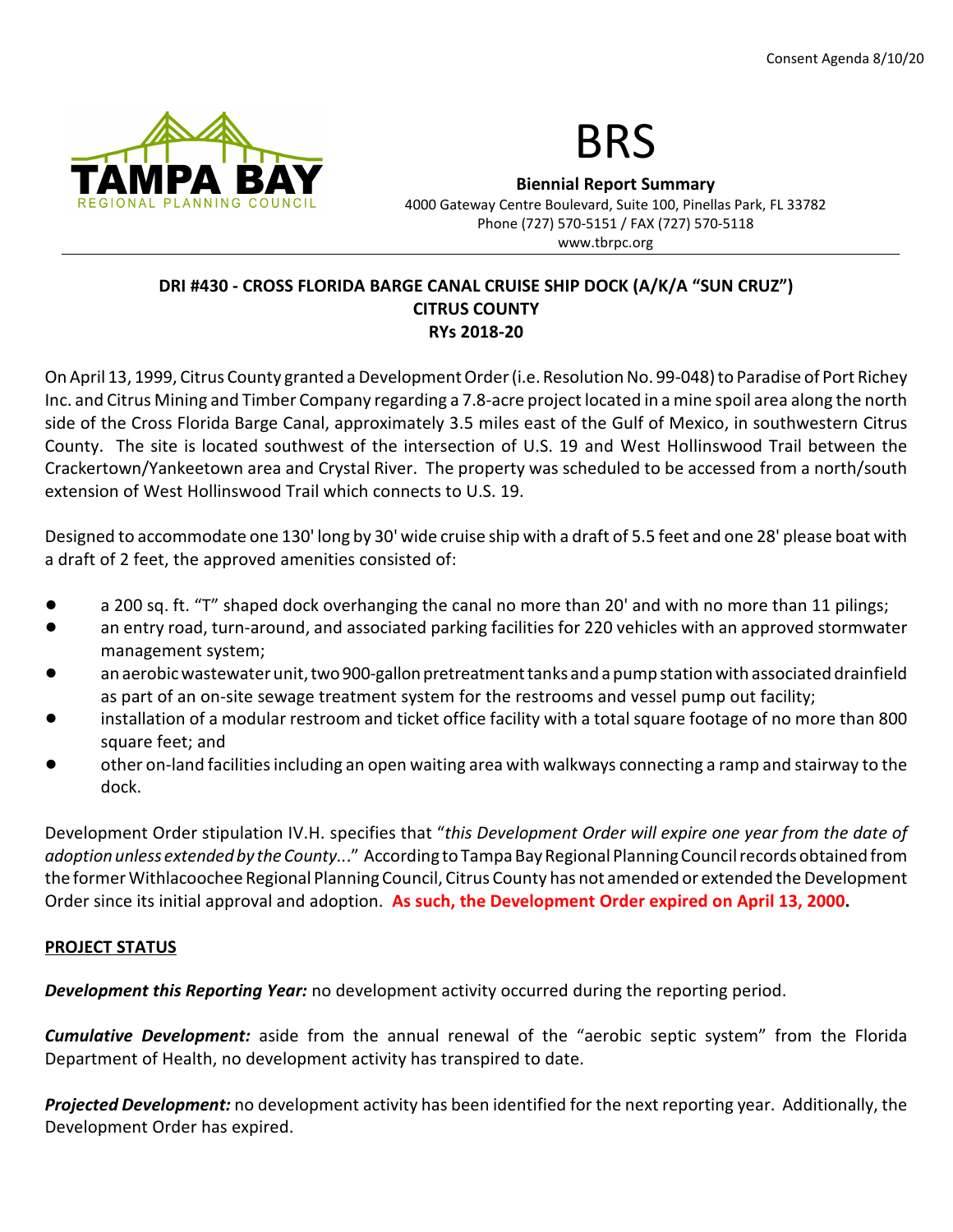Consent Agenda 8/10/20

TAMPA BAY
REGIONAL PLANNING COUNCIL

# BRS

**Biennial Report Summary**
4000 Gateway Centre Boulevard, Suite 100, Pinellas Park, FL 33782
Phone (727) 570-5151 / FAX (727) 570-5118
www.tbrpc.org

---

**DRI #430 - CROSS FLORIDA BARGE CANAL CRUISE SHIP DOCK (A/K/A "SUN CRUZ")**
**CITRUS COUNTY**
**RYs 2018-20**

On April 13, 1999, Citrus County granted a Development Order (i.e. Resolution No. 99-048) to Paradise of Port Richey Inc. and Citrus Mining and Timber Company regarding a 7.8-acre project located in a mine spoil area along the north side of the Cross Florida Barge Canal, approximately 3.5 miles east of the Gulf of Mexico, in southwestern Citrus County. The site is located southwest of the intersection of U.S. 19 and West Hollinswood Trail between the Crackertown/Yankeetown area and Crystal River. The property was scheduled to be accessed from a north/south extension of West Hollinswood Trail which connects to U.S. 19.

Designed to accommodate one 130' long by 30' wide cruise ship with a draft of 5.5 feet and one 28' please boat with a draft of 2 feet, the approved amenities consisted of:

- a 200 sq. ft. "T" shaped dock overhanging the canal no more than 20' and with no more than 11 pilings;
- an entry road, turn-around, and associated parking facilities for 220 vehicles with an approved stormwater management system;
- an aerobic wastewater unit, two 900-gallon pretreatment tanks and a pump station with associated drainfield as part of an on-site sewage treatment system for the restrooms and vessel pump out facility;
- installation of a modular restroom and ticket office facility with a total square footage of no more than 800 square feet; and
- other on-land facilities including an open waiting area with walkways connecting a ramp and stairway to the dock.

Development Order stipulation IV.H. specifies that "*this Development Order will expire one year from the date of adoption unless extended by the County...*" According to Tampa Bay Regional Planning Council records obtained from the former Withlacoochee Regional Planning Council, Citrus County has not amended or extended the Development Order since its initial approval and adoption. **As such, the Development Order expired on April 13, 2000.**

## PROJECT STATUS

***Development this Reporting Year:*** no development activity occurred during the reporting period.

***Cumulative Development:*** aside from the annual renewal of the "aerobic septic system" from the Florida Department of Health, no development activity has transpired to date.

***Projected Development:*** no development activity has been identified for the next reporting year. Additionally, the Development Order has expired.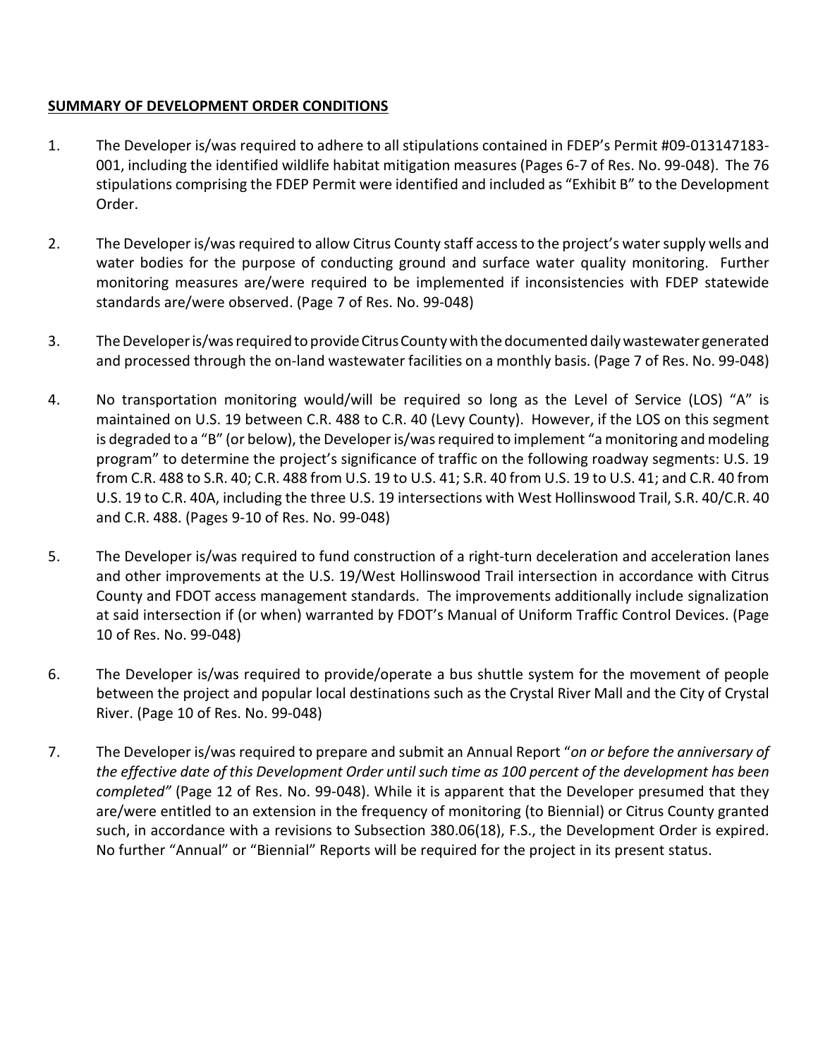**SUMMARY OF DEVELOPMENT ORDER CONDITIONS**

1. The Developer is/was required to adhere to all stipulations contained in FDEP's Permit #09-013147183-001, including the identified wildlife habitat mitigation measures (Pages 6-7 of Res. No. 99-048). The 76 stipulations comprising the FDEP Permit were identified and included as "Exhibit B" to the Development Order.

2. The Developer is/was required to allow Citrus County staff access to the project's water supply wells and water bodies for the purpose of conducting ground and surface water quality monitoring. Further monitoring measures are/were required to be implemented if inconsistencies with FDEP statewide standards are/were observed. (Page 7 of Res. No. 99-048)

3. The Developer is/was required to provide Citrus County with the documented daily wastewater generated and processed through the on-land wastewater facilities on a monthly basis. (Page 7 of Res. No. 99-048)

4. No transportation monitoring would/will be required so long as the Level of Service (LOS) "A" is maintained on U.S. 19 between C.R. 488 to C.R. 40 (Levy County). However, if the LOS on this segment is degraded to a "B" (or below), the Developer is/was required to implement "a monitoring and modeling program" to determine the project's significance of traffic on the following roadway segments: U.S. 19 from C.R. 488 to S.R. 40; C.R. 488 from U.S. 19 to U.S. 41; S.R. 40 from U.S. 19 to U.S. 41; and C.R. 40 from U.S. 19 to C.R. 40A, including the three U.S. 19 intersections with West Hollinswood Trail, S.R. 40/C.R. 40 and C.R. 488. (Pages 9-10 of Res. No. 99-048)

5. The Developer is/was required to fund construction of a right-turn deceleration and acceleration lanes and other improvements at the U.S. 19/West Hollinswood Trail intersection in accordance with Citrus County and FDOT access management standards. The improvements additionally include signalization at said intersection if (or when) warranted by FDOT's Manual of Uniform Traffic Control Devices. (Page 10 of Res. No. 99-048)

6. The Developer is/was required to provide/operate a bus shuttle system for the movement of people between the project and popular local destinations such as the Crystal River Mall and the City of Crystal River. (Page 10 of Res. No. 99-048)

7. The Developer is/was required to prepare and submit an Annual Report "*on or before the anniversary of the effective date of this Development Order until such time as 100 percent of the development has been completed"* (Page 12 of Res. No. 99-048). While it is apparent that the Developer presumed that they are/were entitled to an extension in the frequency of monitoring (to Biennial) or Citrus County granted such, in accordance with a revisions to Subsection 380.06(18), F.S., the Development Order is expired. No further "Annual" or "Biennial" Reports will be required for the project in its present status.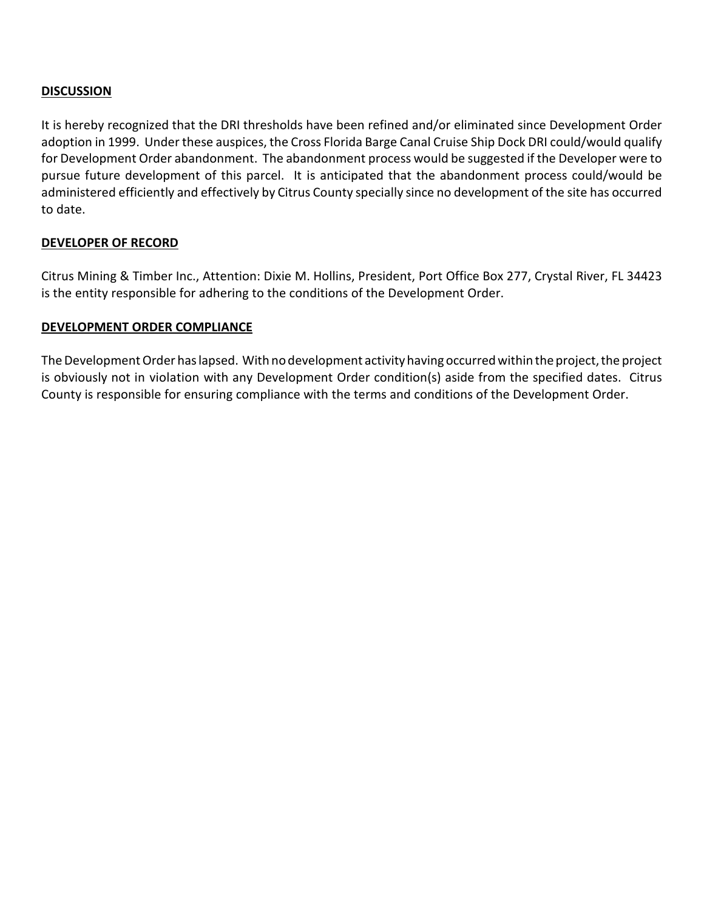## DISCUSSION

It is hereby recognized that the DRI thresholds have been refined and/or eliminated since Development Order adoption in 1999. Under these auspices, the Cross Florida Barge Canal Cruise Ship Dock DRI could/would qualify for Development Order abandonment. The abandonment process would be suggested if the Developer were to pursue future development of this parcel. It is anticipated that the abandonment process could/would be administered efficiently and effectively by Citrus County specially since no development of the site has occurred to date.

## DEVELOPER OF RECORD

Citrus Mining & Timber Inc., Attention: Dixie M. Hollins, President, Port Office Box 277, Crystal River, FL 34423 is the entity responsible for adhering to the conditions of the Development Order.

## DEVELOPMENT ORDER COMPLIANCE

The Development Order has lapsed. With no development activity having occurred within the project, the project is obviously not in violation with any Development Order condition(s) aside from the specified dates. Citrus County is responsible for ensuring compliance with the terms and conditions of the Development Order.